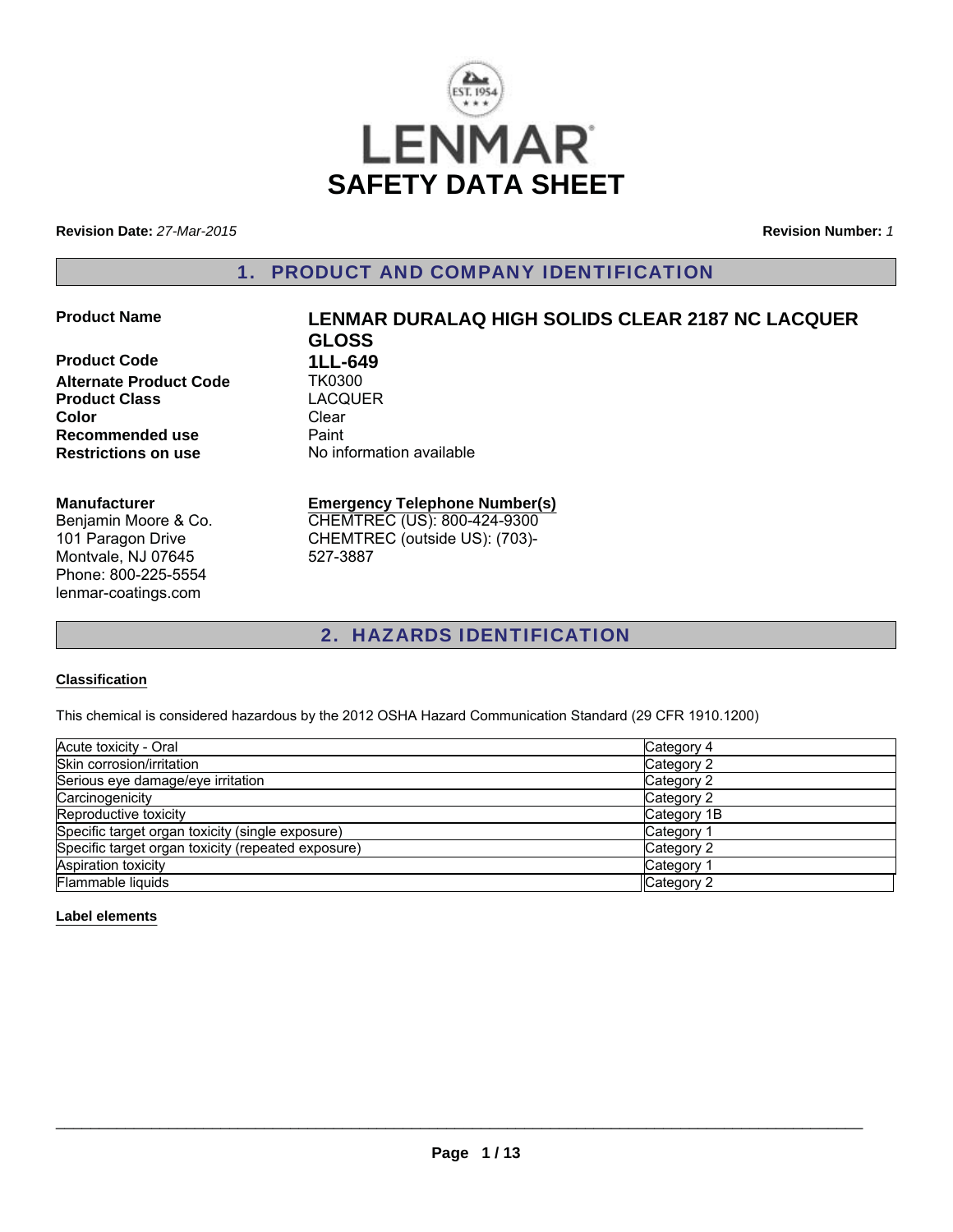# LENMAR

# SAFETY DATA SHEET

**Revision Date:** *27-Mar-2015* **Revision Number:** *1*

## 1. PRODUCT AND COMPANY IDENTIFICATION

| | |
|---|---|
| **Product Name** | **LENMAR DURALAQ HIGH SOLIDS CLEAR 2187 NC LACQUER GLOSS** |
| **Product Code** | **1LL-649** |
| **Alternate Product Code** | TK0300 |
| **Product Class** | LACQUER |
| **Color** | Clear |
| **Recommended use** | Paint |
| **Restrictions on use** | No information available |

**Manufacturer**
Benjamin Moore & Co.
101 Paragon Drive
Montvale, NJ 07645
Phone: 800-225-5554
lenmar-coatings.com

**Emergency Telephone Number(s)**
CHEMTREC (US): 800-424-9300
CHEMTREC (outside US): (703)-527-3887

## 2. HAZARDS IDENTIFICATION

### Classification

This chemical is considered hazardous by the 2012 OSHA Hazard Communication Standard (29 CFR 1910.1200)

| Hazard | Category |
|---|---|
| Acute toxicity - Oral | Category 4 |
| Skin corrosion/irritation | Category 2 |
| Serious eye damage/eye irritation | Category 2 |
| Carcinogenicity | Category 2 |
| Reproductive toxicity | Category 1B |
| Specific target organ toxicity (single exposure) | Category 1 |
| Specific target organ toxicity (repeated exposure) | Category 2 |
| Aspiration toxicity | Category 1 |
| Flammable liquids | Category 2 |

### Label elements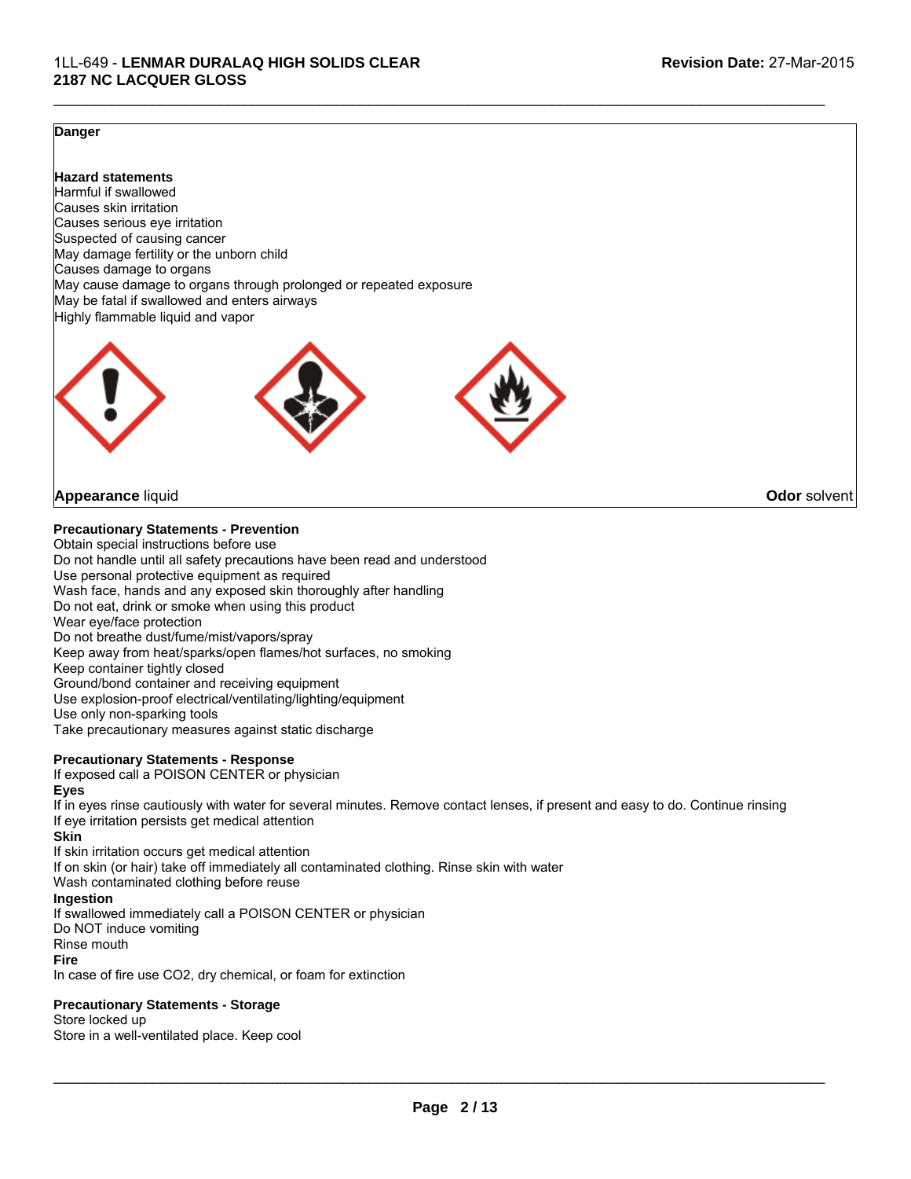**Danger**

**Hazard statements**

Harmful if swallowed
Causes skin irritation
Causes serious eye irritation
Suspected of causing cancer
May damage fertility or the unborn child
Causes damage to organs
May cause damage to organs through prolonged or repeated exposure
May be fatal if swallowed and enters airways
Highly flammable liquid and vapor

**Appearance** liquid

**Odor** solvent

**Precautionary Statements - Prevention**

Obtain special instructions before use
Do not handle until all safety precautions have been read and understood
Use personal protective equipment as required
Wash face, hands and any exposed skin thoroughly after handling
Do not eat, drink or smoke when using this product
Wear eye/face protection
Do not breathe dust/fume/mist/vapors/spray
Keep away from heat/sparks/open flames/hot surfaces, no smoking
Keep container tightly closed
Ground/bond container and receiving equipment
Use explosion-proof electrical/ventilating/lighting/equipment
Use only non-sparking tools
Take precautionary measures against static discharge

**Precautionary Statements - Response**

If exposed call a POISON CENTER or physician

**Eyes**

If in eyes rinse cautiously with water for several minutes. Remove contact lenses, if present and easy to do. Continue rinsing
If eye irritation persists get medical attention

**Skin**

If skin irritation occurs get medical attention
If on skin (or hair) take off immediately all contaminated clothing. Rinse skin with water
Wash contaminated clothing before reuse

**Ingestion**

If swallowed immediately call a POISON CENTER or physician
Do NOT induce vomiting
Rinse mouth

**Fire**

In case of fire use $CO_2$, dry chemical, or foam for extinction

**Precautionary Statements - Storage**

Store locked up
Store in a well-ventilated place. Keep cool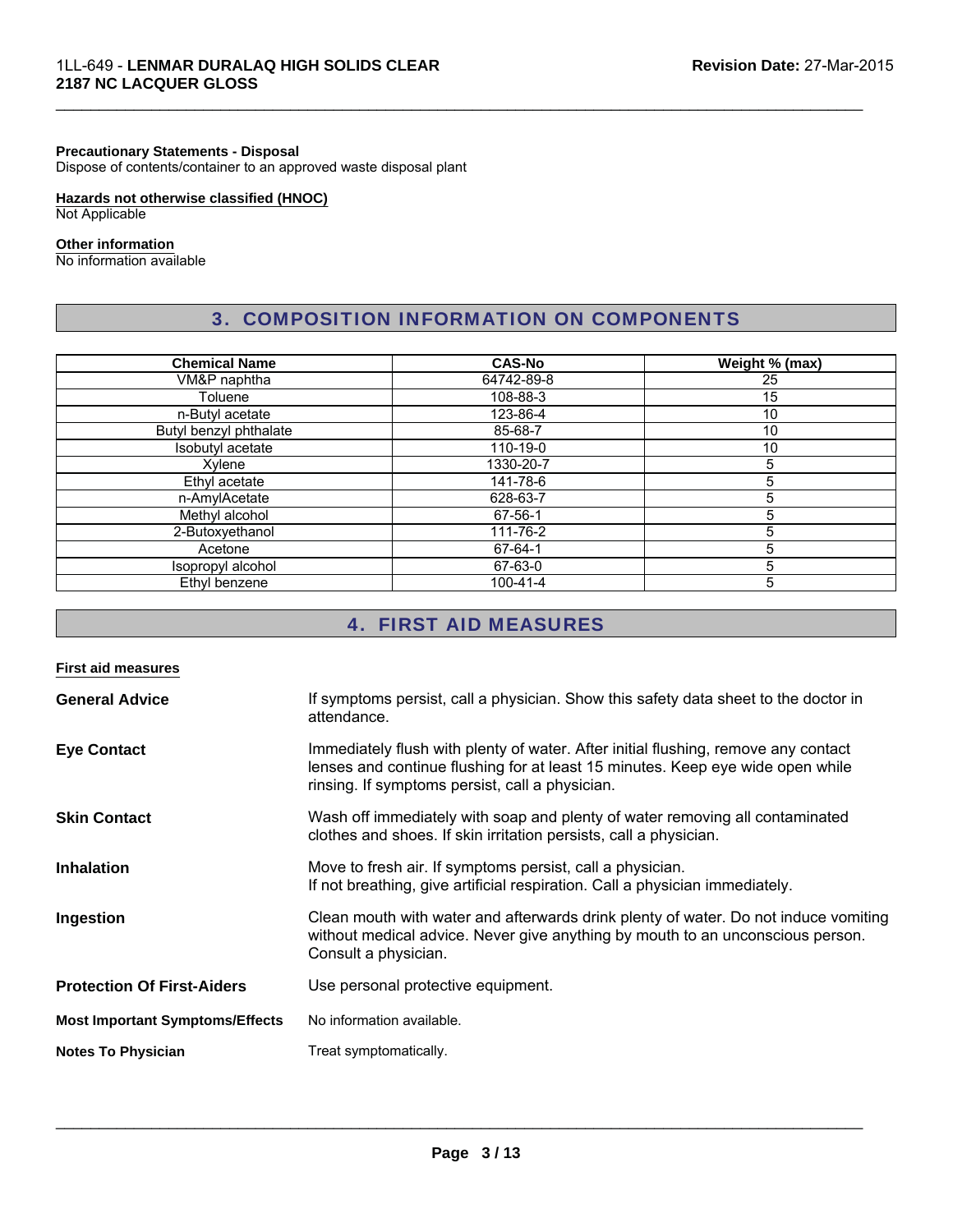**Precautionary Statements - Disposal**
Dispose of contents/container to an approved waste disposal plant

**Hazards not otherwise classified (HNOC)**
Not Applicable

**Other information**
No information available

## 3. COMPOSITION INFORMATION ON COMPONENTS

| Chemical Name | CAS-No | Weight % (max) |
|---|---|---|
| VM&P naphtha | 64742-89-8 | 25 |
| Toluene | 108-88-3 | 15 |
| n-Butyl acetate | 123-86-4 | 10 |
| Butyl benzyl phthalate | 85-68-7 | 10 |
| Isobutyl acetate | 110-19-0 | 10 |
| Xylene | 1330-20-7 | 5 |
| Ethyl acetate | 141-78-6 | 5 |
| n-AmylAcetate | 628-63-7 | 5 |
| Methyl alcohol | 67-56-1 | 5 |
| 2-Butoxyethanol | 111-76-2 | 5 |
| Acetone | 67-64-1 | 5 |
| Isopropyl alcohol | 67-63-0 | 5 |
| Ethyl benzene | 100-41-4 | 5 |

## 4. FIRST AID MEASURES

**First aid measures**

**General Advice**
If symptoms persist, call a physician. Show this safety data sheet to the doctor in attendance.

**Eye Contact**
Immediately flush with plenty of water. After initial flushing, remove any contact lenses and continue flushing for at least 15 minutes. Keep eye wide open while rinsing. If symptoms persist, call a physician.

**Skin Contact**
Wash off immediately with soap and plenty of water removing all contaminated clothes and shoes. If skin irritation persists, call a physician.

**Inhalation**
Move to fresh air. If symptoms persist, call a physician.
If not breathing, give artificial respiration. Call a physician immediately.

**Ingestion**
Clean mouth with water and afterwards drink plenty of water. Do not induce vomiting without medical advice. Never give anything by mouth to an unconscious person. Consult a physician.

**Protection Of First-Aiders**
Use personal protective equipment.

**Most Important Symptoms/Effects**
No information available.

**Notes To Physician**
Treat symptomatically.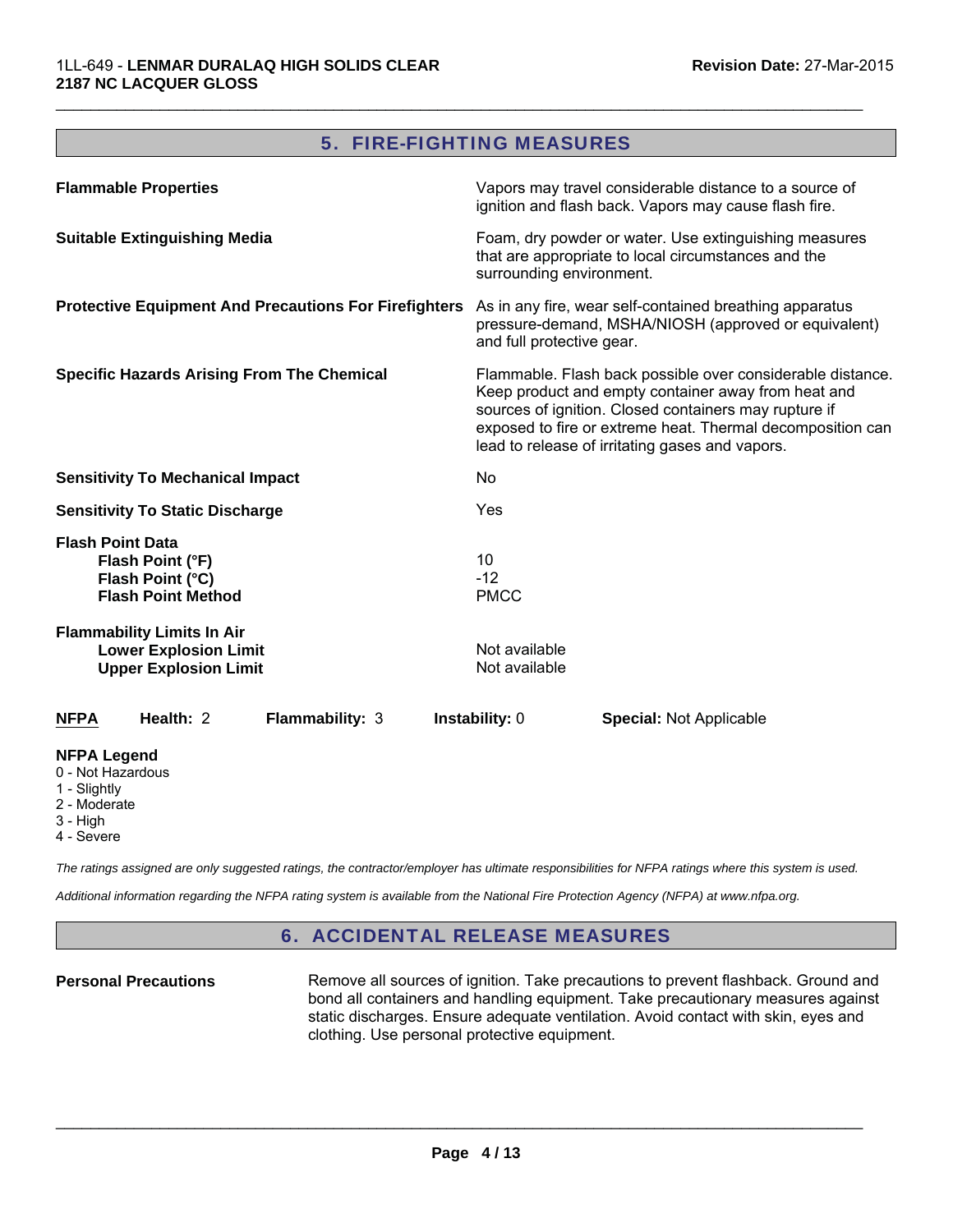## 5. FIRE-FIGHTING MEASURES

| | |
|---|---|
| **Flammable Properties** | Vapors may travel considerable distance to a source of ignition and flash back. Vapors may cause flash fire. |
| **Suitable Extinguishing Media** | Foam, dry powder or water. Use extinguishing measures that are appropriate to local circumstances and the surrounding environment. |
| **Protective Equipment And Precautions For Firefighters** | As in any fire, wear self-contained breathing apparatus pressure-demand, MSHA/NIOSH (approved or equivalent) and full protective gear. |
| **Specific Hazards Arising From The Chemical** | Flammable. Flash back possible over considerable distance. Keep product and empty container away from heat and sources of ignition. Closed containers may rupture if exposed to fire or extreme heat. Thermal decomposition can lead to release of irritating gases and vapors. |
| **Sensitivity To Mechanical Impact** | No |
| **Sensitivity To Static Discharge** | Yes |
| **Flash Point Data** | |
| **Flash Point (°F)** | 10 |
| **Flash Point (°C)** | -12 |
| **Flash Point Method** | PMCC |
| **Flammability Limits In Air** | |
| **Lower Explosion Limit** | Not available |
| **Upper Explosion Limit** | Not available |

| **NFPA** | **Health:** 2 | **Flammability:** 3 | **Instability:** 0 | **Special:** Not Applicable |
|---|---|---|---|---|

**NFPA Legend**
0 - Not Hazardous
1 - Slightly
2 - Moderate
3 - High
4 - Severe

*The ratings assigned are only suggested ratings, the contractor/employer has ultimate responsibilities for NFPA ratings where this system is used.*

*Additional information regarding the NFPA rating system is available from the National Fire Protection Agency (NFPA) at www.nfpa.org.*

## 6. ACCIDENTAL RELEASE MEASURES

| | |
|---|---|
| **Personal Precautions** | Remove all sources of ignition. Take precautions to prevent flashback. Ground and bond all containers and handling equipment. Take precautionary measures against static discharges. Ensure adequate ventilation. Avoid contact with skin, eyes and clothing. Use personal protective equipment. |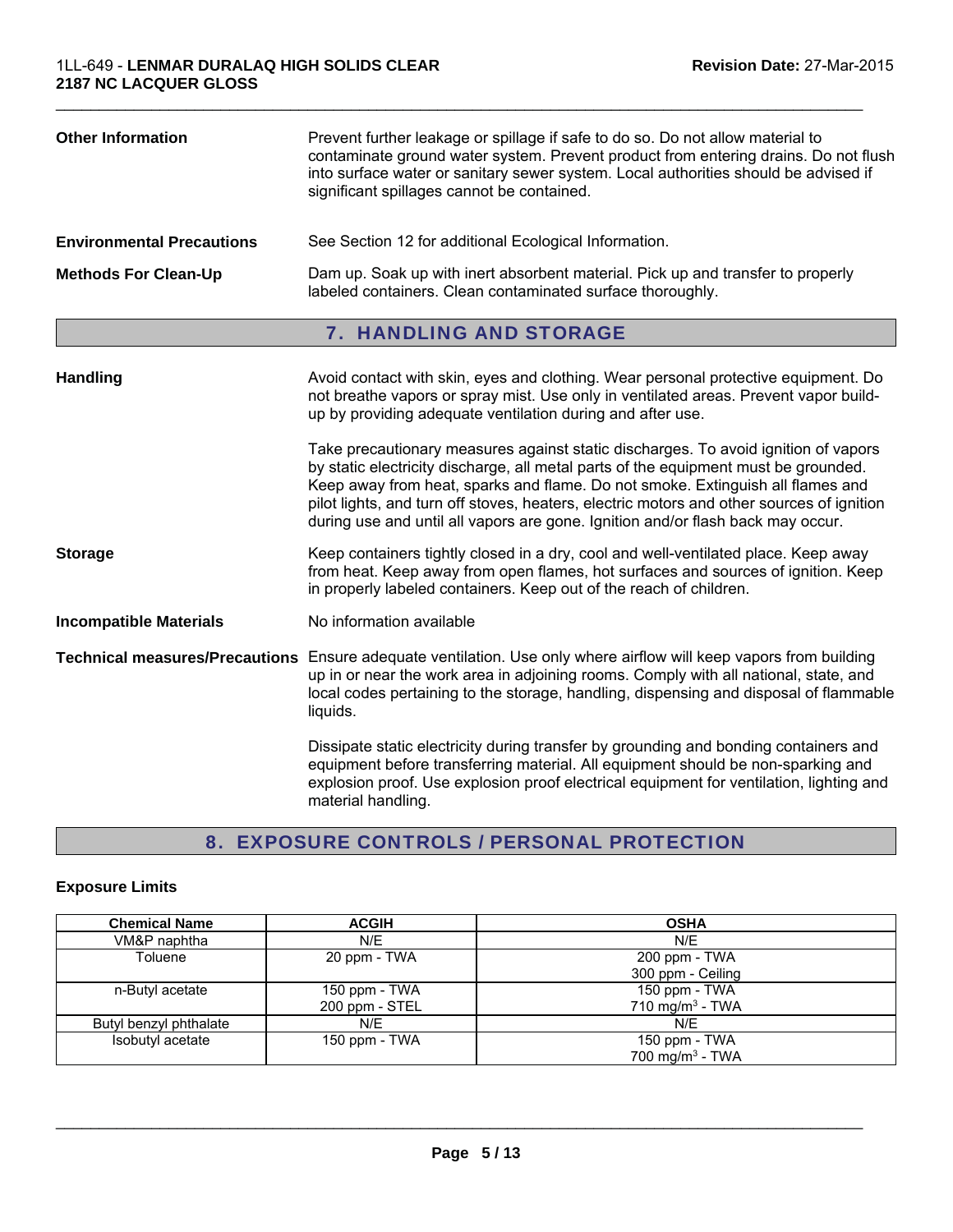**Other Information**

Prevent further leakage or spillage if safe to do so. Do not allow material to contaminate ground water system. Prevent product from entering drains. Do not flush into surface water or sanitary sewer system. Local authorities should be advised if significant spillages cannot be contained.

**Environmental Precautions**

See Section 12 for additional Ecological Information.

**Methods For Clean-Up**

Dam up. Soak up with inert absorbent material. Pick up and transfer to properly labeled containers. Clean contaminated surface thoroughly.

## 7. HANDLING AND STORAGE

**Handling**

Avoid contact with skin, eyes and clothing. Wear personal protective equipment. Do not breathe vapors or spray mist. Use only in ventilated areas. Prevent vapor build-up by providing adequate ventilation during and after use.

Take precautionary measures against static discharges. To avoid ignition of vapors by static electricity discharge, all metal parts of the equipment must be grounded. Keep away from heat, sparks and flame. Do not smoke. Extinguish all flames and pilot lights, and turn off stoves, heaters, electric motors and other sources of ignition during use and until all vapors are gone. Ignition and/or flash back may occur.

**Storage**

Keep containers tightly closed in a dry, cool and well-ventilated place. Keep away from heat. Keep away from open flames, hot surfaces and sources of ignition. Keep in properly labeled containers. Keep out of the reach of children.

**Incompatible Materials**

No information available

**Technical measures/Precautions**

Ensure adequate ventilation. Use only where airflow will keep vapors from building up in or near the work area in adjoining rooms. Comply with all national, state, and local codes pertaining to the storage, handling, dispensing and disposal of flammable liquids.

Dissipate static electricity during transfer by grounding and bonding containers and equipment before transferring material. All equipment should be non-sparking and explosion proof. Use explosion proof electrical equipment for ventilation, lighting and material handling.

## 8. EXPOSURE CONTROLS / PERSONAL PROTECTION

**Exposure Limits**

| Chemical Name | ACGIH | OSHA |
|---|---|---|
| VM&P naphtha | N/E | N/E |
| Toluene | 20 ppm - TWA | 200 ppm - TWA<br>300 ppm - Ceiling |
| n-Butyl acetate | 150 ppm - TWA<br>200 ppm - STEL | 150 ppm - TWA<br>710 mg/m$^3$ - TWA |
| Butyl benzyl phthalate | N/E | N/E |
| Isobutyl acetate | 150 ppm - TWA | 150 ppm - TWA<br>700 mg/m$^3$ - TWA |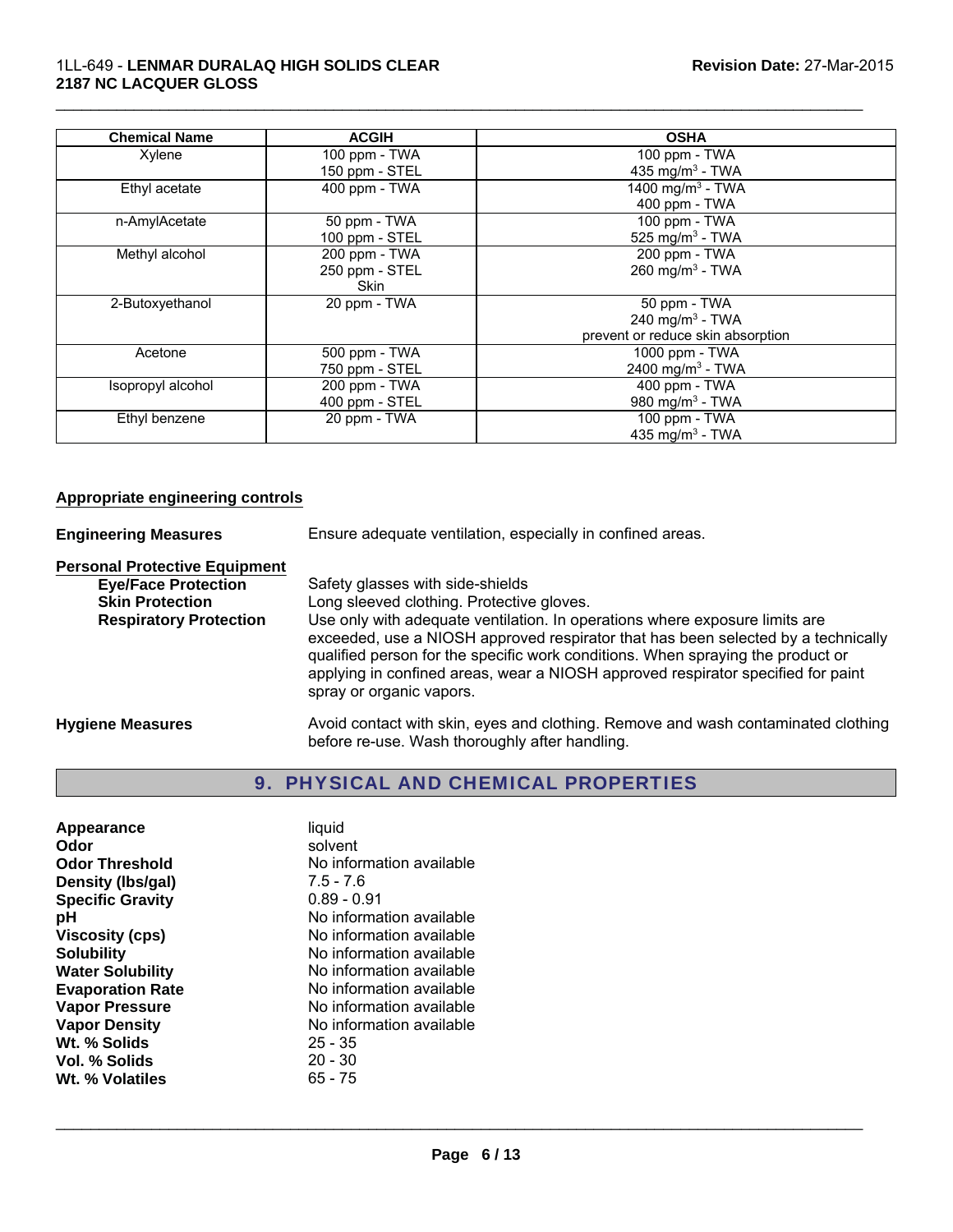| Chemical Name | ACGIH | OSHA |
|---|---|---|
| Xylene | 100 ppm - TWA<br>150 ppm - STEL | 100 ppm - TWA<br>435 mg/m$^3$ - TWA |
| Ethyl acetate | 400 ppm - TWA | 1400 mg/m$^3$ - TWA<br>400 ppm - TWA |
| n-AmylAcetate | 50 ppm - TWA<br>100 ppm - STEL | 100 ppm - TWA<br>525 mg/m$^3$ - TWA |
| Methyl alcohol | 200 ppm - TWA<br>250 ppm - STEL<br>Skin | 200 ppm - TWA<br>260 mg/m$^3$ - TWA |
| 2-Butoxyethanol | 20 ppm - TWA | 50 ppm - TWA<br>240 mg/m$^3$ - TWA<br>prevent or reduce skin absorption |
| Acetone | 500 ppm - TWA<br>750 ppm - STEL | 1000 ppm - TWA<br>2400 mg/m$^3$ - TWA |
| Isopropyl alcohol | 200 ppm - TWA<br>400 ppm - STEL | 400 ppm - TWA<br>980 mg/m$^3$ - TWA |
| Ethyl benzene | 20 ppm - TWA | 100 ppm - TWA<br>435 mg/m$^3$ - TWA |

**Appropriate engineering controls**

**Engineering Measures** Ensure adequate ventilation, especially in confined areas.

**Personal Protective Equipment**

**Eye/Face Protection** Safety glasses with side-shields

**Skin Protection** Long sleeved clothing. Protective gloves.

**Respiratory Protection** Use only with adequate ventilation. In operations where exposure limits are exceeded, use a NIOSH approved respirator that has been selected by a technically qualified person for the specific work conditions. When spraying the product or applying in confined areas, wear a NIOSH approved respirator specified for paint spray or organic vapors.

**Hygiene Measures** Avoid contact with skin, eyes and clothing. Remove and wash contaminated clothing before re-use. Wash thoroughly after handling.

## 9. PHYSICAL AND CHEMICAL PROPERTIES

**Appearance** liquid
**Odor** solvent
**Odor Threshold** No information available
**Density (lbs/gal)** 7.5 - 7.6
**Specific Gravity** 0.89 - 0.91
**pH** No information available
**Viscosity (cps)** No information available
**Solubility** No information available
**Water Solubility** No information available
**Evaporation Rate** No information available
**Vapor Pressure** No information available
**Vapor Density** No information available
**Wt. % Solids** 25 - 35
**Vol. % Solids** 20 - 30
**Wt. % Volatiles** 65 - 75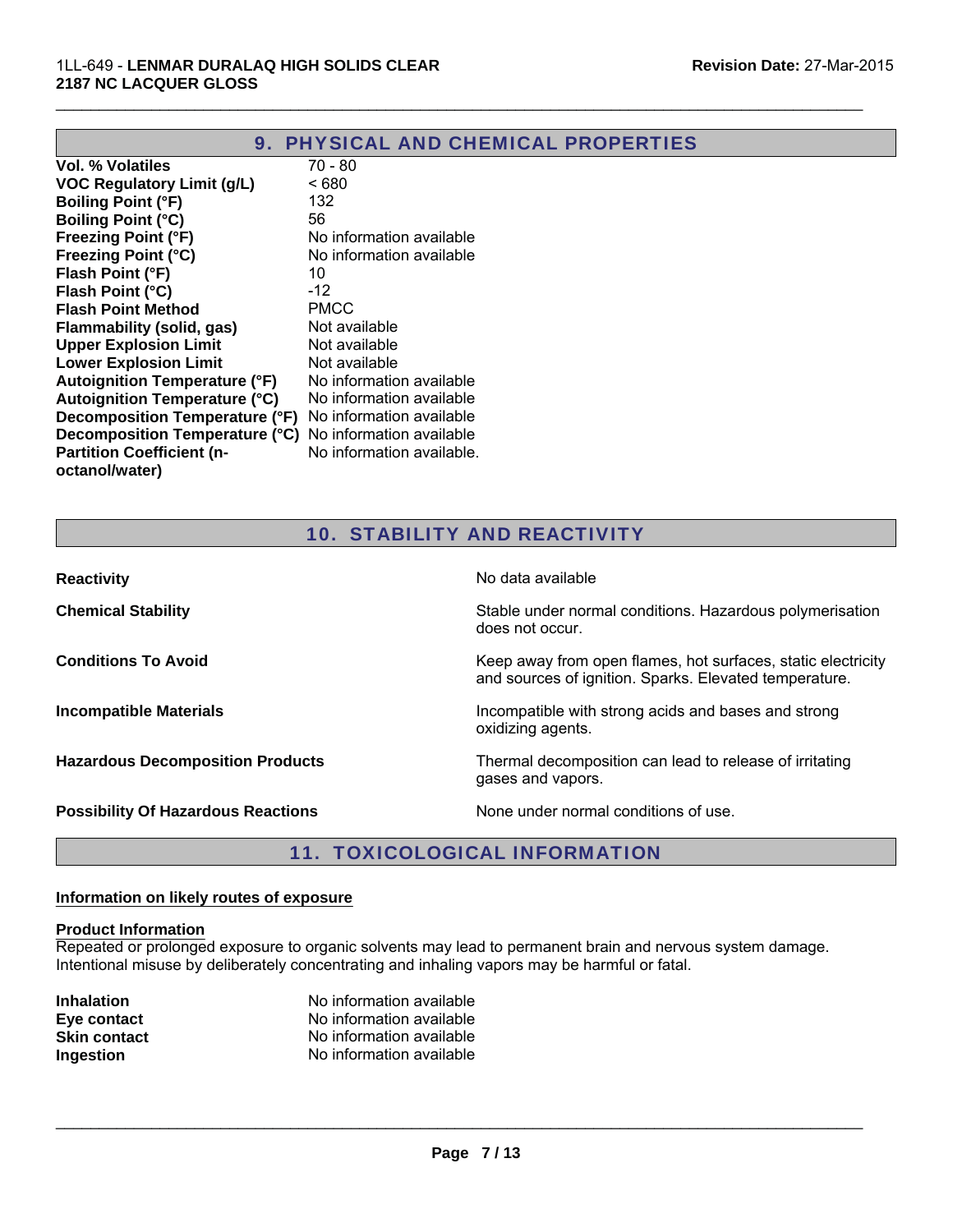## 9. PHYSICAL AND CHEMICAL PROPERTIES

| | |
|---|---|
| **Vol. % Volatiles** | 70 - 80 |
| **VOC Regulatory Limit (g/L)** | < 680 |
| **Boiling Point (°F)** | 132 |
| **Boiling Point (°C)** | 56 |
| **Freezing Point (°F)** | No information available |
| **Freezing Point (°C)** | No information available |
| **Flash Point (°F)** | 10 |
| **Flash Point (°C)** | -12 |
| **Flash Point Method** | PMCC |
| **Flammability (solid, gas)** | Not available |
| **Upper Explosion Limit** | Not available |
| **Lower Explosion Limit** | Not available |
| **Autoignition Temperature (°F)** | No information available |
| **Autoignition Temperature (°C)** | No information available |
| **Decomposition Temperature (°F)** | No information available |
| **Decomposition Temperature (°C)** | No information available |
| **Partition Coefficient (n-octanol/water)** | No information available. |

## 10. STABILITY AND REACTIVITY

| | |
|---|---|
| **Reactivity** | No data available |
| **Chemical Stability** | Stable under normal conditions. Hazardous polymerisation does not occur. |
| **Conditions To Avoid** | Keep away from open flames, hot surfaces, static electricity and sources of ignition. Sparks. Elevated temperature. |
| **Incompatible Materials** | Incompatible with strong acids and bases and strong oxidizing agents. |
| **Hazardous Decomposition Products** | Thermal decomposition can lead to release of irritating gases and vapors. |
| **Possibility Of Hazardous Reactions** | None under normal conditions of use. |

## 11. TOXICOLOGICAL INFORMATION

### Information on likely routes of exposure

**Product Information**

Repeated or prolonged exposure to organic solvents may lead to permanent brain and nervous system damage. Intentional misuse by deliberately concentrating and inhaling vapors may be harmful or fatal.

| | |
|---|---|
| **Inhalation** | No information available |
| **Eye contact** | No information available |
| **Skin contact** | No information available |
| **Ingestion** | No information available |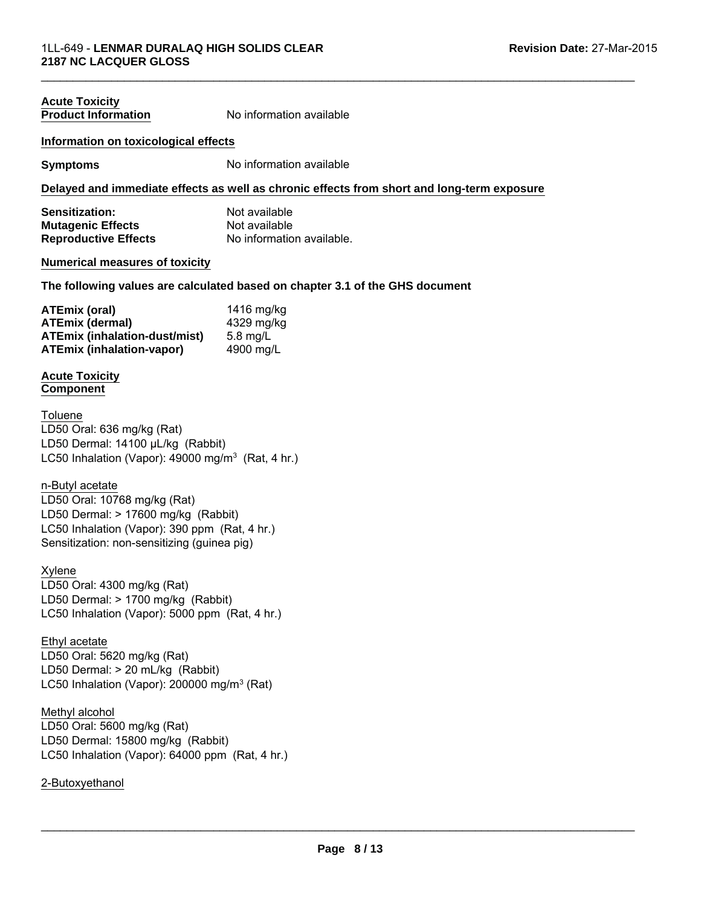**Acute Toxicity**

**Product Information** No information available

**Information on toxicological effects**

**Symptoms** No information available

**Delayed and immediate effects as well as chronic effects from short and long-term exposure**

**Sensitization:** Not available
**Mutagenic Effects** Not available
**Reproductive Effects** No information available.

**Numerical measures of toxicity**

**The following values are calculated based on chapter 3.1 of the GHS document**

**ATEmix (oral)** 1416 mg/kg
**ATEmix (dermal)** 4329 mg/kg
**ATEmix (inhalation-dust/mist)** 5.8 mg/L
**ATEmix (inhalation-vapor)** 4900 mg/L

**Acute Toxicity**
**Component**

Toluene
LD50 Oral: 636 mg/kg (Rat)
LD50 Dermal: 14100 μL/kg (Rabbit)
LC50 Inhalation (Vapor): 49000 mg/m$^3$ (Rat, 4 hr.)

n-Butyl acetate
LD50 Oral: 10768 mg/kg (Rat)
LD50 Dermal: > 17600 mg/kg (Rabbit)
LC50 Inhalation (Vapor): 390 ppm (Rat, 4 hr.)
Sensitization: non-sensitizing (guinea pig)

Xylene
LD50 Oral: 4300 mg/kg (Rat)
LD50 Dermal: > 1700 mg/kg (Rabbit)
LC50 Inhalation (Vapor): 5000 ppm (Rat, 4 hr.)

Ethyl acetate
LD50 Oral: 5620 mg/kg (Rat)
LD50 Dermal: > 20 mL/kg (Rabbit)
LC50 Inhalation (Vapor): 200000 mg/m$^3$ (Rat)

Methyl alcohol
LD50 Oral: 5600 mg/kg (Rat)
LD50 Dermal: 15800 mg/kg (Rabbit)
LC50 Inhalation (Vapor): 64000 ppm (Rat, 4 hr.)

2-Butoxyethanol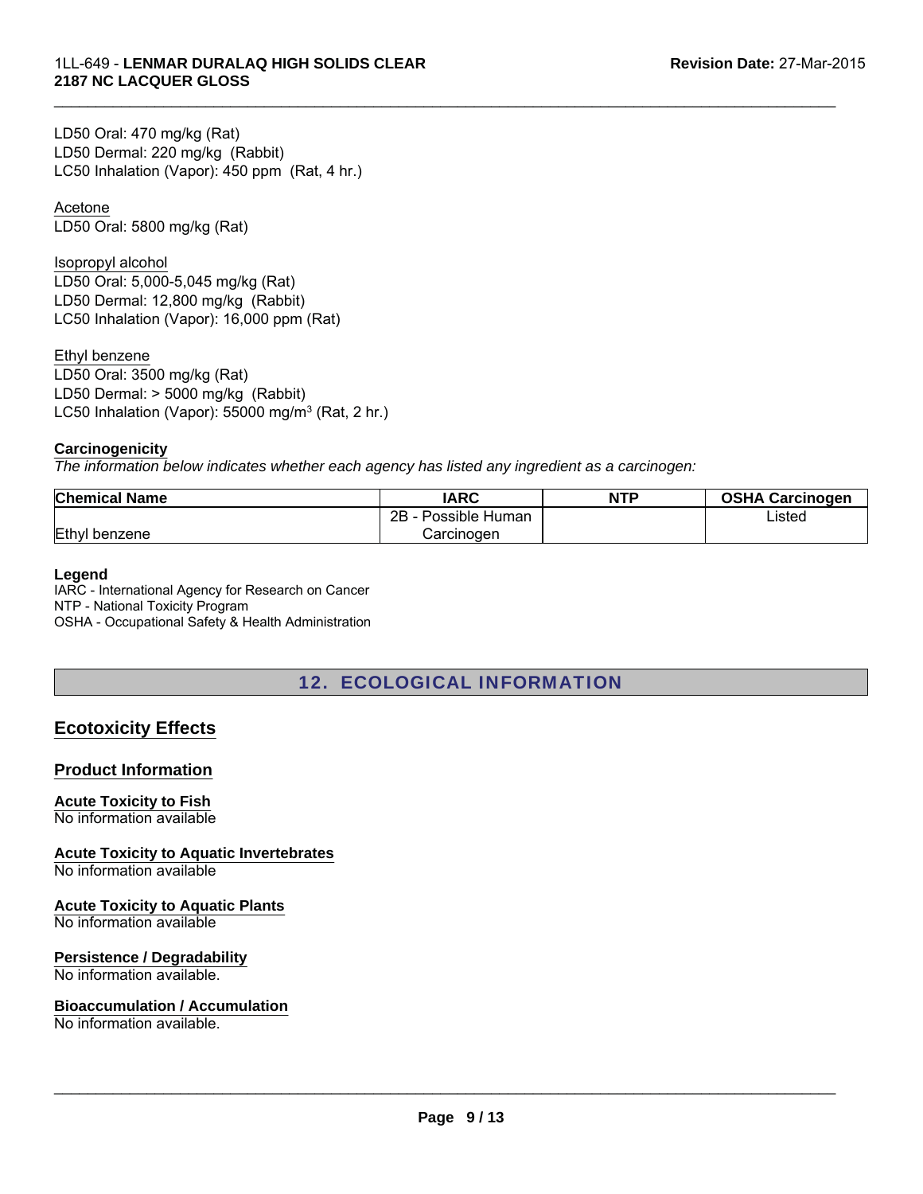LD50 Oral: 470 mg/kg (Rat)
LD50 Dermal: 220 mg/kg (Rabbit)
LC50 Inhalation (Vapor): 450 ppm (Rat, 4 hr.)

Acetone
LD50 Oral: 5800 mg/kg (Rat)

Isopropyl alcohol
LD50 Oral: 5,000-5,045 mg/kg (Rat)
LD50 Dermal: 12,800 mg/kg (Rabbit)
LC50 Inhalation (Vapor): 16,000 ppm (Rat)

Ethyl benzene
LD50 Oral: 3500 mg/kg (Rat)
LD50 Dermal: > 5000 mg/kg (Rabbit)
LC50 Inhalation (Vapor): 55000 mg/m$^3$ (Rat, 2 hr.)

**Carcinogenicity**

*The information below indicates whether each agency has listed any ingredient as a carcinogen:*

| Chemical Name | IARC | NTP | OSHA Carcinogen |
|---|---|---|---|
| Ethyl benzene | 2B - Possible Human Carcinogen | | Listed |

**Legend**
IARC - International Agency for Research on Cancer
NTP - National Toxicity Program
OSHA - Occupational Safety & Health Administration

## 12. ECOLOGICAL INFORMATION

### Ecotoxicity Effects

### Product Information

**Acute Toxicity to Fish**
No information available

**Acute Toxicity to Aquatic Invertebrates**
No information available

**Acute Toxicity to Aquatic Plants**
No information available

**Persistence / Degradability**
No information available.

**Bioaccumulation / Accumulation**
No information available.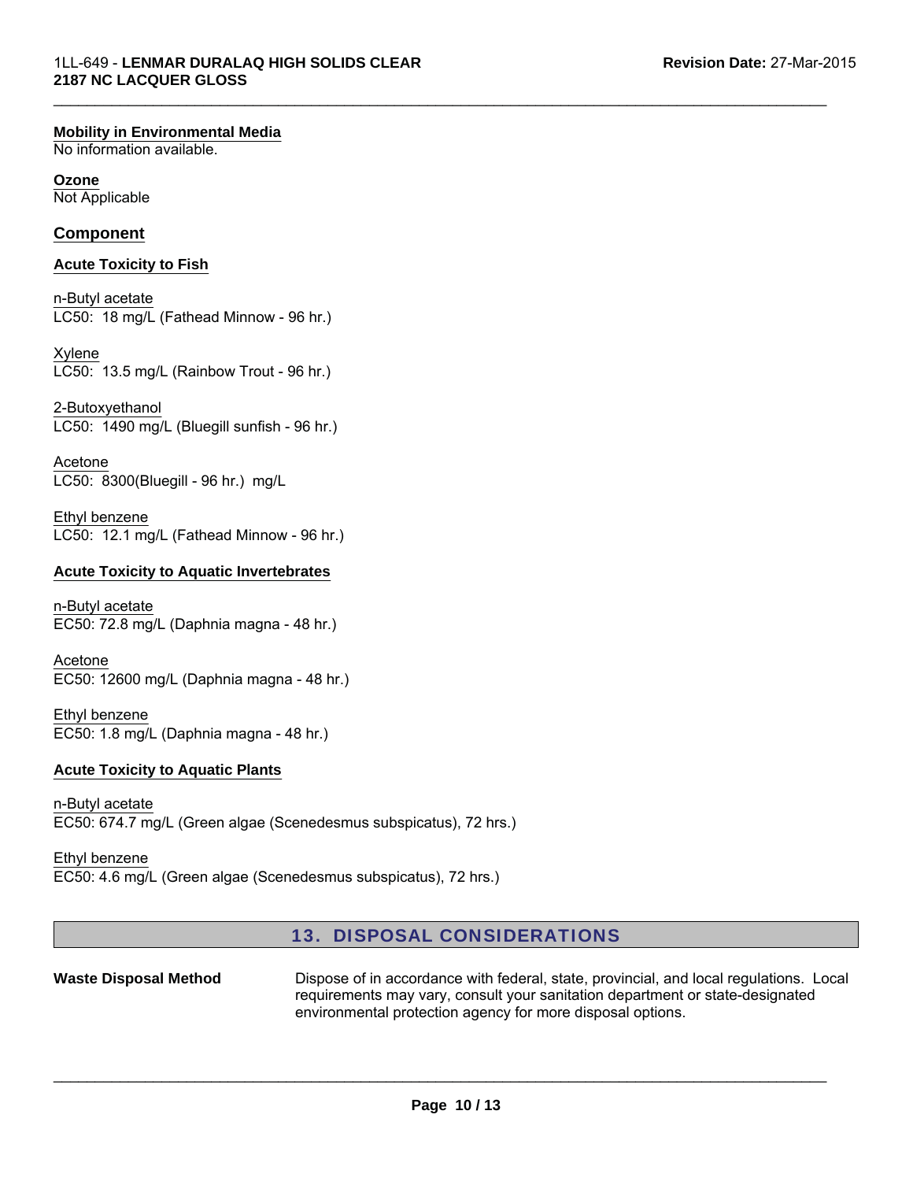**Mobility in Environmental Media**
No information available.

**Ozone**
Not Applicable

## Component

**Acute Toxicity to Fish**

n-Butyl acetate
LC50: 18 mg/L (Fathead Minnow - 96 hr.)

Xylene
LC50: 13.5 mg/L (Rainbow Trout - 96 hr.)

2-Butoxyethanol
LC50: 1490 mg/L (Bluegill sunfish - 96 hr.)

Acetone
LC50: 8300(Bluegill - 96 hr.) mg/L

Ethyl benzene
LC50: 12.1 mg/L (Fathead Minnow - 96 hr.)

**Acute Toxicity to Aquatic Invertebrates**

n-Butyl acetate
EC50: 72.8 mg/L (Daphnia magna - 48 hr.)

Acetone
EC50: 12600 mg/L (Daphnia magna - 48 hr.)

Ethyl benzene
EC50: 1.8 mg/L (Daphnia magna - 48 hr.)

**Acute Toxicity to Aquatic Plants**

n-Butyl acetate
EC50: 674.7 mg/L (Green algae (Scenedesmus subspicatus), 72 hrs.)

Ethyl benzene
EC50: 4.6 mg/L (Green algae (Scenedesmus subspicatus), 72 hrs.)

## 13. DISPOSAL CONSIDERATIONS

**Waste Disposal Method** Dispose of in accordance with federal, state, provincial, and local regulations. Local requirements may vary, consult your sanitation department or state-designated environmental protection agency for more disposal options.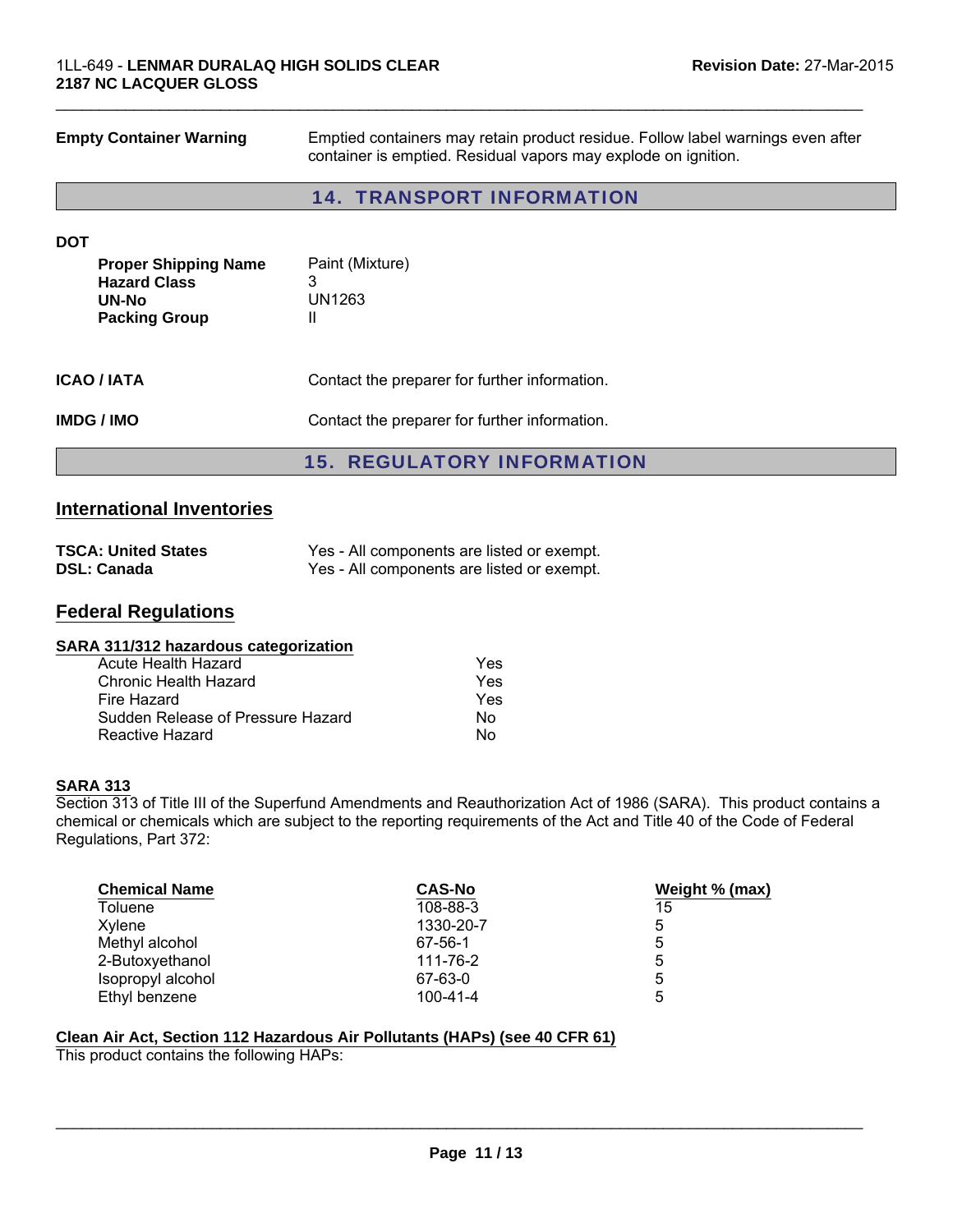**Empty Container Warning** Emptied containers may retain product residue. Follow label warnings even after container is emptied. Residual vapors may explode on ignition.

## 14. TRANSPORT INFORMATION

**DOT**

| | |
|---|---|
| **Proper Shipping Name** | Paint (Mixture) |
| **Hazard Class** | 3 |
| **UN-No** | UN1263 |
| **Packing Group** | II |

**ICAO / IATA** Contact the preparer for further information.

**IMDG / IMO** Contact the preparer for further information.

## 15. REGULATORY INFORMATION

### International Inventories

| | |
|---|---|
| **TSCA: United States** | Yes - All components are listed or exempt. |
| **DSL: Canada** | Yes - All components are listed or exempt. |

### Federal Regulations

**SARA 311/312 hazardous categorization**

| | |
|---|---|
| Acute Health Hazard | Yes |
| Chronic Health Hazard | Yes |
| Fire Hazard | Yes |
| Sudden Release of Pressure Hazard | No |
| Reactive Hazard | No |

**SARA 313**

Section 313 of Title III of the Superfund Amendments and Reauthorization Act of 1986 (SARA). This product contains a chemical or chemicals which are subject to the reporting requirements of the Act and Title 40 of the Code of Federal Regulations, Part 372:

| Chemical Name | CAS-No | Weight % (max) |
|---|---|---|
| Toluene | 108-88-3 | 15 |
| Xylene | 1330-20-7 | 5 |
| Methyl alcohol | 67-56-1 | 5 |
| 2-Butoxyethanol | 111-76-2 | 5 |
| Isopropyl alcohol | 67-63-0 | 5 |
| Ethyl benzene | 100-41-4 | 5 |

**Clean Air Act, Section 112 Hazardous Air Pollutants (HAPs) (see 40 CFR 61)**

This product contains the following HAPs: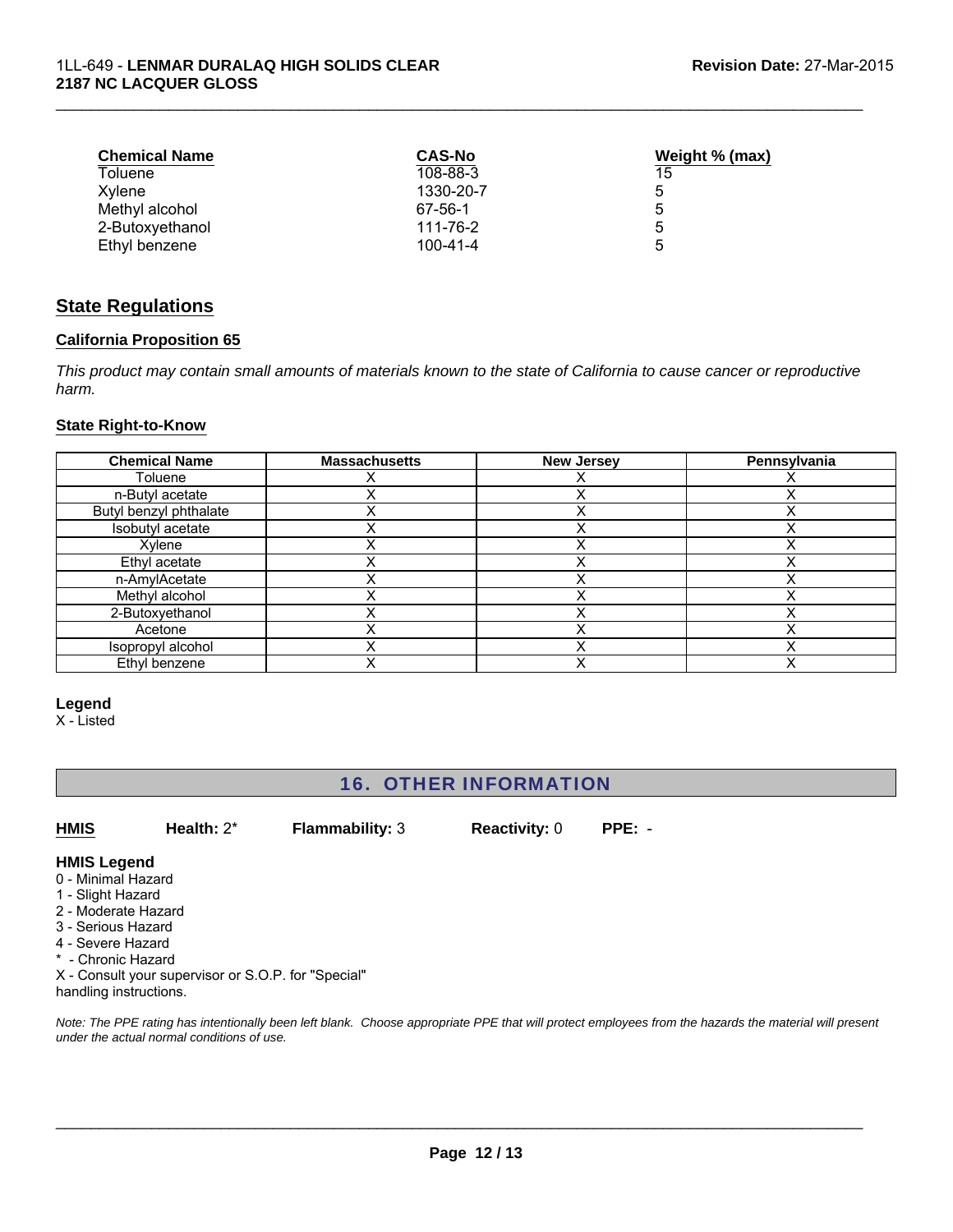| Chemical Name | CAS-No | Weight % (max) |
|---|---|---|
| Toluene | 108-88-3 | 15 |
| Xylene | 1330-20-7 | 5 |
| Methyl alcohol | 67-56-1 | 5 |
| 2-Butoxyethanol | 111-76-2 | 5 |
| Ethyl benzene | 100-41-4 | 5 |

## State Regulations

### California Proposition 65

*This product may contain small amounts of materials known to the state of California to cause cancer or reproductive harm.*

### State Right-to-Know

| Chemical Name | Massachusetts | New Jersey | Pennsylvania |
|---|---|---|---|
| Toluene | X | X | X |
| n-Butyl acetate | X | X | X |
| Butyl benzyl phthalate | X | X | X |
| Isobutyl acetate | X | X | X |
| Xylene | X | X | X |
| Ethyl acetate | X | X | X |
| n-AmylAcetate | X | X | X |
| Methyl alcohol | X | X | X |
| 2-Butoxyethanol | X | X | X |
| Acetone | X | X | X |
| Isopropyl alcohol | X | X | X |
| Ethyl benzene | X | X | X |

**Legend**
X - Listed

## 16. OTHER INFORMATION

**HMIS** **Health:** 2* **Flammability:** 3 **Reactivity:** 0 **PPE:** -

**HMIS Legend**
0 - Minimal Hazard
1 - Slight Hazard
2 - Moderate Hazard
3 - Serious Hazard
4 - Severe Hazard
* - Chronic Hazard
X - Consult your supervisor or S.O.P. for "Special" handling instructions.

*Note: The PPE rating has intentionally been left blank. Choose appropriate PPE that will protect employees from the hazards the material will present under the actual normal conditions of use.*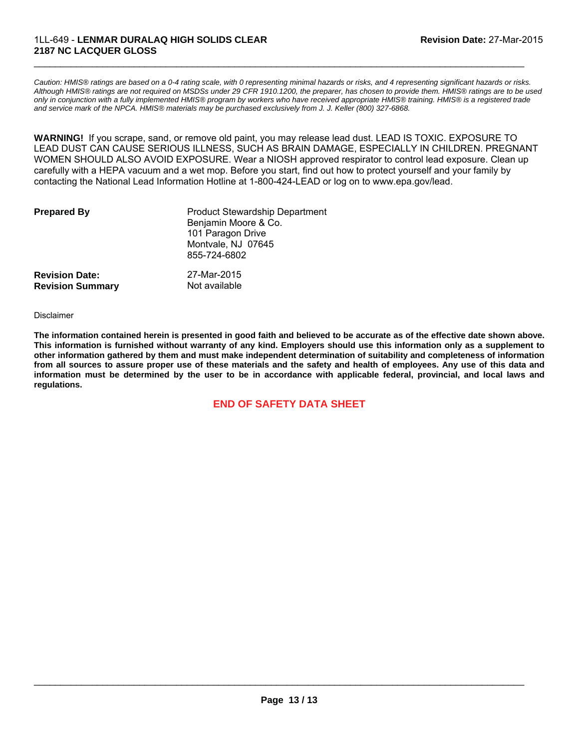*Caution: HMIS® ratings are based on a 0-4 rating scale, with 0 representing minimal hazards or risks, and 4 representing significant hazards or risks. Although HMIS® ratings are not required on MSDSs under 29 CFR 1910.1200, the preparer, has chosen to provide them. HMIS® ratings are to be used only in conjunction with a fully implemented HMIS® program by workers who have received appropriate HMIS® training. HMIS® is a registered trade and service mark of the NPCA. HMIS® materials may be purchased exclusively from J. J. Keller (800) 327-6868.*

**WARNING!** If you scrape, sand, or remove old paint, you may release lead dust. LEAD IS TOXIC. EXPOSURE TO LEAD DUST CAN CAUSE SERIOUS ILLNESS, SUCH AS BRAIN DAMAGE, ESPECIALLY IN CHILDREN. PREGNANT WOMEN SHOULD ALSO AVOID EXPOSURE. Wear a NIOSH approved respirator to control lead exposure. Clean up carefully with a HEPA vacuum and a wet mop. Before you start, find out how to protect yourself and your family by contacting the National Lead Information Hotline at 1-800-424-LEAD or log on to www.epa.gov/lead.

| | |
|---|---|
| **Prepared By** | Product Stewardship Department<br>Benjamin Moore & Co.<br>101 Paragon Drive<br>Montvale, NJ 07645<br>855-724-6802 |
| **Revision Date:** | 27-Mar-2015 |
| **Revision Summary** | Not available |

Disclaimer

**The information contained herein is presented in good faith and believed to be accurate as of the effective date shown above. This information is furnished without warranty of any kind. Employers should use this information only as a supplement to other information gathered by them and must make independent determination of suitability and completeness of information from all sources to assure proper use of these materials and the safety and health of employees. Any use of this data and information must be determined by the user to be in accordance with applicable federal, provincial, and local laws and regulations.**

**END OF SAFETY DATA SHEET**